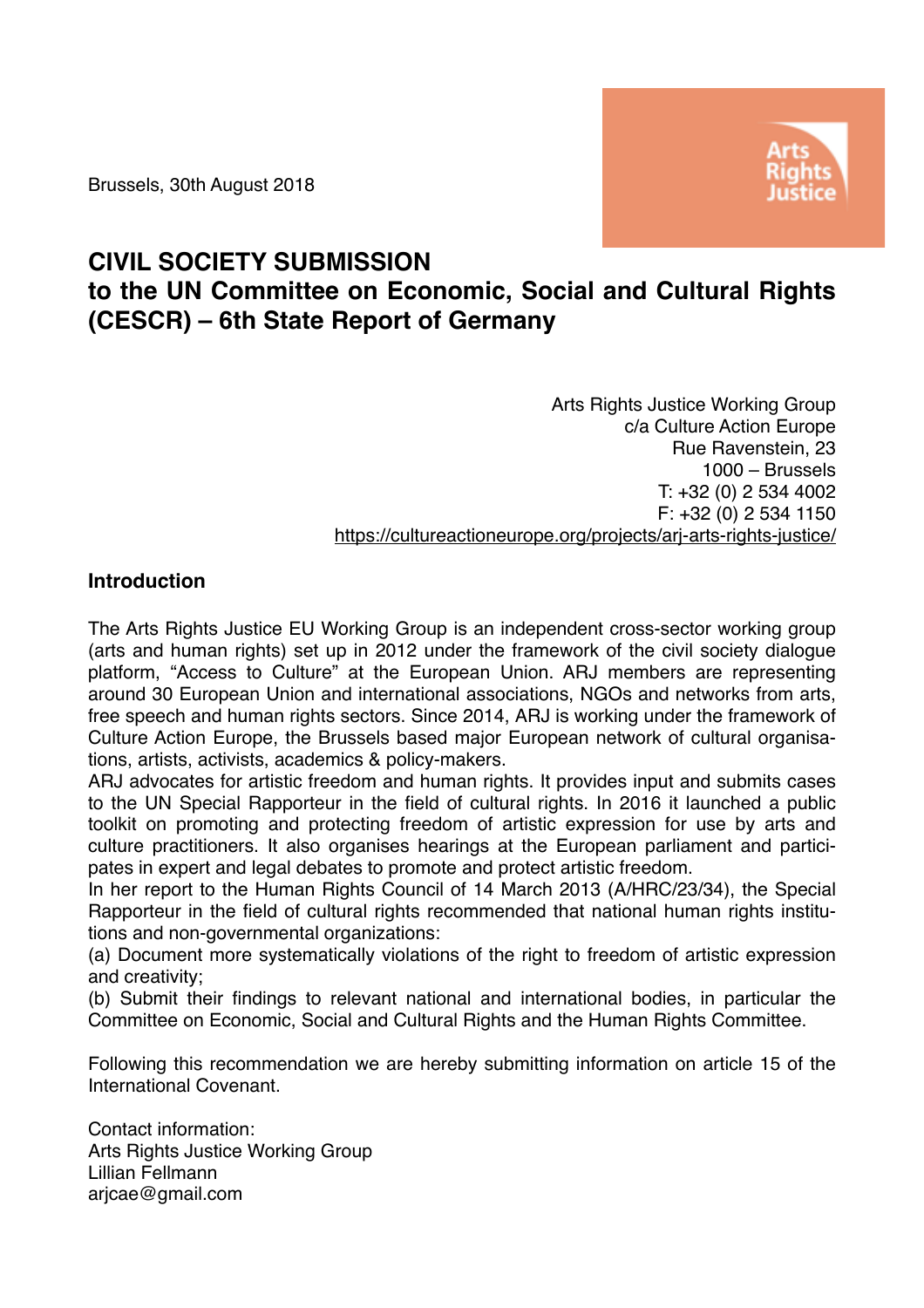Brussels, 30th August 2018

# CIVIL SOCIETY SUBMISSION to the UN Committee on Economic, Social and Cultural Rights (CESCR) – 6th State Report of Germany

Arts Rights Justice Working Group
c/a Culture Action Europe
Rue Ravenstein, 23
1000 – Brussels
T: +32 (0) 2 534 4002
F: +32 (0) 2 534 1150
https://cultureactioneurope.org/projects/arj-arts-rights-justice/

## Introduction

The Arts Rights Justice EU Working Group is an independent cross-sector working group (arts and human rights) set up in 2012 under the framework of the civil society dialogue platform, "Access to Culture" at the European Union. ARJ members are representing around 30 European Union and international associations, NGOs and networks from arts, free speech and human rights sectors. Since 2014, ARJ is working under the framework of Culture Action Europe, the Brussels based major European network of cultural organisations, artists, activists, academics & policy-makers.

ARJ advocates for artistic freedom and human rights. It provides input and submits cases to the UN Special Rapporteur in the field of cultural rights. In 2016 it launched a public toolkit on promoting and protecting freedom of artistic expression for use by arts and culture practitioners. It also organises hearings at the European parliament and participates in expert and legal debates to promote and protect artistic freedom.

In her report to the Human Rights Council of 14 March 2013 (A/HRC/23/34), the Special Rapporteur in the field of cultural rights recommended that national human rights institutions and non-governmental organizations:

(a) Document more systematically violations of the right to freedom of artistic expression and creativity;

(b) Submit their findings to relevant national and international bodies, in particular the Committee on Economic, Social and Cultural Rights and the Human Rights Committee.

Following this recommendation we are hereby submitting information on article 15 of the International Covenant.

Contact information:
Arts Rights Justice Working Group
Lillian Fellmann
arjcae@gmail.com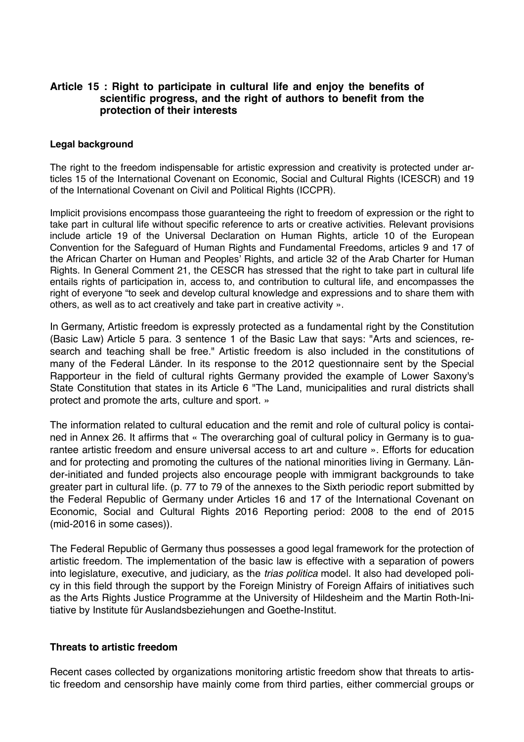### Article 15 : Right to participate in cultural life and enjoy the benefits of scientific progress, and the right of authors to benefit from the protection of their interests

#### Legal background

The right to the freedom indispensable for artistic expression and creativity is protected under articles 15 of the International Covenant on Economic, Social and Cultural Rights (ICESCR) and 19 of the International Covenant on Civil and Political Rights (ICCPR).

Implicit provisions encompass those guaranteeing the right to freedom of expression or the right to take part in cultural life without specific reference to arts or creative activities. Relevant provisions include article 19 of the Universal Declaration on Human Rights, article 10 of the European Convention for the Safeguard of Human Rights and Fundamental Freedoms, articles 9 and 17 of the African Charter on Human and Peoples' Rights, and article 32 of the Arab Charter for Human Rights. In General Comment 21, the CESCR has stressed that the right to take part in cultural life entails rights of participation in, access to, and contribution to cultural life, and encompasses the right of everyone "to seek and develop cultural knowledge and expressions and to share them with others, as well as to act creatively and take part in creative activity ».

In Germany, Artistic freedom is expressly protected as a fundamental right by the Constitution (Basic Law) Article 5 para. 3 sentence 1 of the Basic Law that says: "Arts and sciences, research and teaching shall be free." Artistic freedom is also included in the constitutions of many of the Federal Länder. In its response to the 2012 questionnaire sent by the Special Rapporteur in the field of cultural rights Germany provided the example of Lower Saxony's State Constitution that states in its Article 6 "The Land, municipalities and rural districts shall protect and promote the arts, culture and sport. »

The information related to cultural education and the remit and role of cultural policy is contained in Annex 26. It affirms that « The overarching goal of cultural policy in Germany is to guarantee artistic freedom and ensure universal access to art and culture ». Efforts for education and for protecting and promoting the cultures of the national minorities living in Germany. Länder-initiated and funded projects also encourage people with immigrant backgrounds to take greater part in cultural life. (p. 77 to 79 of the annexes to the Sixth periodic report submitted by the Federal Republic of Germany under Articles 16 and 17 of the International Covenant on Economic, Social and Cultural Rights 2016 Reporting period: 2008 to the end of 2015 (mid-2016 in some cases)).

The Federal Republic of Germany thus possesses a good legal framework for the protection of artistic freedom. The implementation of the basic law is effective with a separation of powers into legislature, executive, and judiciary, as the *trias politica* model. It also had developed policy in this field through the support by the Foreign Ministry of Foreign Affairs of initiatives such as the Arts Rights Justice Programme at the University of Hildesheim and the Martin Roth-Initiative by Institute für Auslandsbeziehungen and Goethe-Institut.

#### Threats to artistic freedom

Recent cases collected by organizations monitoring artistic freedom show that threats to artistic freedom and censorship have mainly come from third parties, either commercial groups or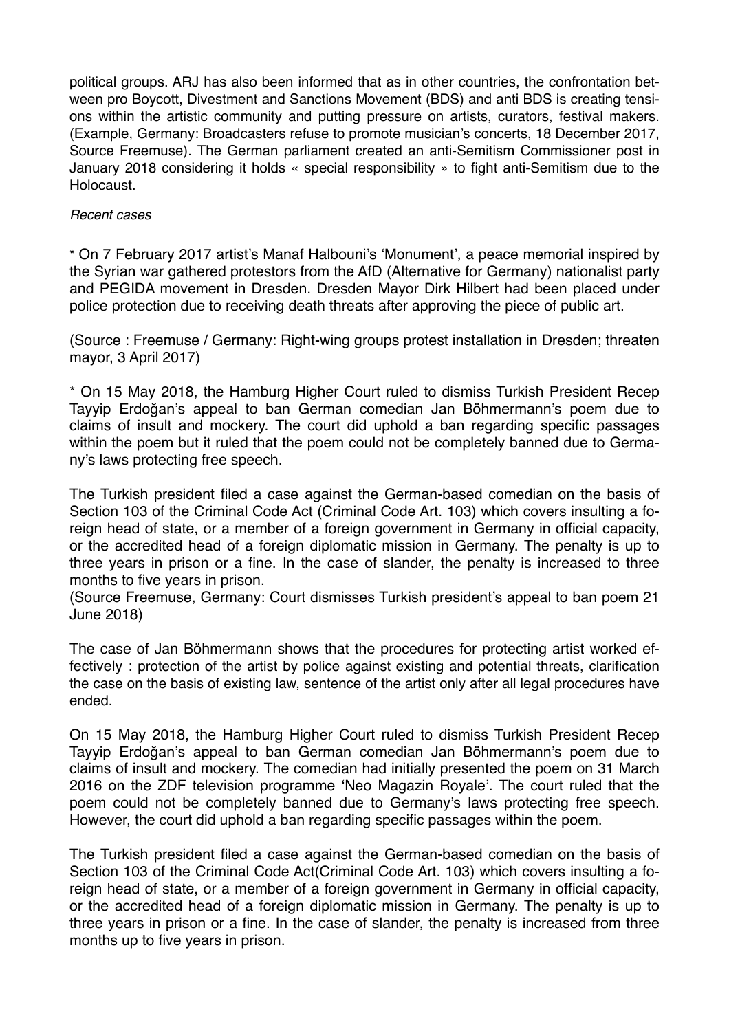political groups. ARJ has also been informed that as in other countries, the confrontation between pro Boycott, Divestment and Sanctions Movement (BDS) and anti BDS is creating tensions within the artistic community and putting pressure on artists, curators, festival makers. (Example, Germany: Broadcasters refuse to promote musician's concerts, 18 December 2017, Source Freemuse). The German parliament created an anti-Semitism Commissioner post in January 2018 considering it holds « special responsibility » to fight anti-Semitism due to the Holocaust.

*Recent cases*

* On 7 February 2017 artist's Manaf Halbouni's 'Monument', a peace memorial inspired by the Syrian war gathered protestors from the AfD (Alternative for Germany) nationalist party and PEGIDA movement in Dresden. Dresden Mayor Dirk Hilbert had been placed under police protection due to receiving death threats after approving the piece of public art.

(Source : Freemuse / Germany: Right-wing groups protest installation in Dresden; threaten mayor, 3 April 2017)

* On 15 May 2018, the Hamburg Higher Court ruled to dismiss Turkish President Recep Tayyip Erdoğan's appeal to ban German comedian Jan Böhmermann's poem due to claims of insult and mockery. The court did uphold a ban regarding specific passages within the poem but it ruled that the poem could not be completely banned due to Germany's laws protecting free speech.

The Turkish president filed a case against the German-based comedian on the basis of Section 103 of the Criminal Code Act (Criminal Code Art. 103) which covers insulting a foreign head of state, or a member of a foreign government in Germany in official capacity, or the accredited head of a foreign diplomatic mission in Germany. The penalty is up to three years in prison or a fine. In the case of slander, the penalty is increased to three months to five years in prison.
(Source Freemuse, Germany: Court dismisses Turkish president's appeal to ban poem 21 June 2018)

The case of Jan Böhmermann shows that the procedures for protecting artist worked effectively : protection of the artist by police against existing and potential threats, clarification the case on the basis of existing law, sentence of the artist only after all legal procedures have ended.

On 15 May 2018, the Hamburg Higher Court ruled to dismiss Turkish President Recep Tayyip Erdoğan's appeal to ban German comedian Jan Böhmermann's poem due to claims of insult and mockery. The comedian had initially presented the poem on 31 March 2016 on the ZDF television programme 'Neo Magazin Royale'. The court ruled that the poem could not be completely banned due to Germany's laws protecting free speech. However, the court did uphold a ban regarding specific passages within the poem.

The Turkish president filed a case against the German-based comedian on the basis of Section 103 of the Criminal Code Act(Criminal Code Art. 103) which covers insulting a foreign head of state, or a member of a foreign government in Germany in official capacity, or the accredited head of a foreign diplomatic mission in Germany. The penalty is up to three years in prison or a fine. In the case of slander, the penalty is increased from three months up to five years in prison.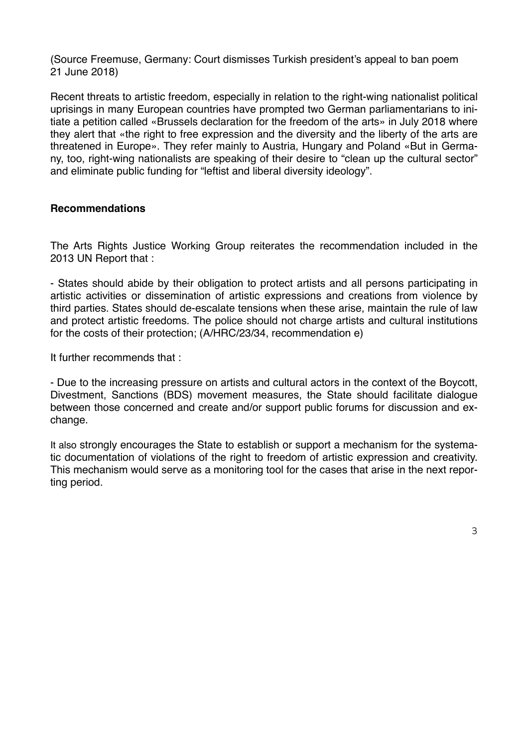(Source Freemuse, Germany: Court dismisses Turkish president's appeal to ban poem 21 June 2018)

Recent threats to artistic freedom, especially in relation to the right-wing nationalist political uprisings in many European countries have prompted two German parliamentarians to initiate a petition called «Brussels declaration for the freedom of the arts» in July 2018 where they alert that «the right to free expression and the diversity and the liberty of the arts are threatened in Europe». They refer mainly to Austria, Hungary and Poland «But in Germany, too, right-wing nationalists are speaking of their desire to "clean up the cultural sector" and eliminate public funding for "leftist and liberal diversity ideology".

**Recommendations**

The Arts Rights Justice Working Group reiterates the recommendation included in the 2013 UN Report that :

- States should abide by their obligation to protect artists and all persons participating in artistic activities or dissemination of artistic expressions and creations from violence by third parties. States should de-escalate tensions when these arise, maintain the rule of law and protect artistic freedoms. The police should not charge artists and cultural institutions for the costs of their protection; (A/HRC/23/34, recommendation e)

It further recommends that :

- Due to the increasing pressure on artists and cultural actors in the context of the Boycott, Divestment, Sanctions (BDS) movement measures, the State should facilitate dialogue between those concerned and create and/or support public forums for discussion and exchange.

It also strongly encourages the State to establish or support a mechanism for the systematic documentation of violations of the right to freedom of artistic expression and creativity. This mechanism would serve as a monitoring tool for the cases that arise in the next reporting period.